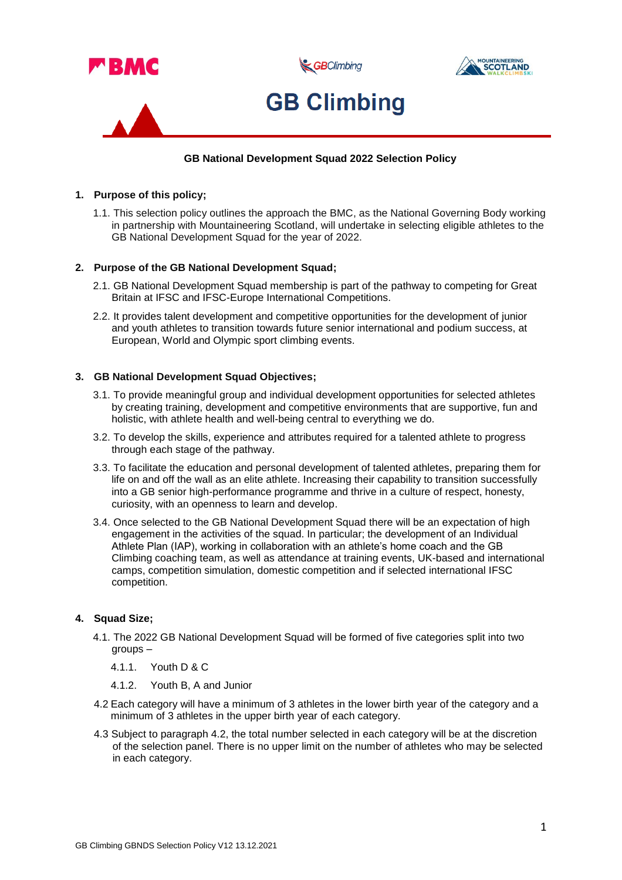# GB Climbing

**GB National Development Squad 2022 Selection Policy**

## 1. Purpose of this policy;

1.1. This selection policy outlines the approach the BMC, as the National Governing Body working in partnership with Mountaineering Scotland, will undertake in selecting eligible athletes to the GB National Development Squad for the year of 2022.

## 2. Purpose of the GB National Development Squad;

2.1. GB National Development Squad membership is part of the pathway to competing for Great Britain at IFSC and IFSC-Europe International Competitions.

2.2. It provides talent development and competitive opportunities for the development of junior and youth athletes to transition towards future senior international and podium success, at European, World and Olympic sport climbing events.

## 3. GB National Development Squad Objectives;

3.1. To provide meaningful group and individual development opportunities for selected athletes by creating training, development and competitive environments that are supportive, fun and holistic, with athlete health and well-being central to everything we do.

3.2. To develop the skills, experience and attributes required for a talented athlete to progress through each stage of the pathway.

3.3. To facilitate the education and personal development of talented athletes, preparing them for life on and off the wall as an elite athlete. Increasing their capability to transition successfully into a GB senior high-performance programme and thrive in a culture of respect, honesty, curiosity, with an openness to learn and develop.

3.4. Once selected to the GB National Development Squad there will be an expectation of high engagement in the activities of the squad. In particular; the development of an Individual Athlete Plan (IAP), working in collaboration with an athlete's home coach and the GB Climbing coaching team, as well as attendance at training events, UK-based and international camps, competition simulation, domestic competition and if selected international IFSC competition.

## 4. Squad Size;

4.1. The 2022 GB National Development Squad will be formed of five categories split into two groups –

4.1.1. Youth D & C

4.1.2. Youth B, A and Junior

4.2 Each category will have a minimum of 3 athletes in the lower birth year of the category and a minimum of 3 athletes in the upper birth year of each category.

4.3 Subject to paragraph 4.2, the total number selected in each category will be at the discretion of the selection panel. There is no upper limit on the number of athletes who may be selected in each category.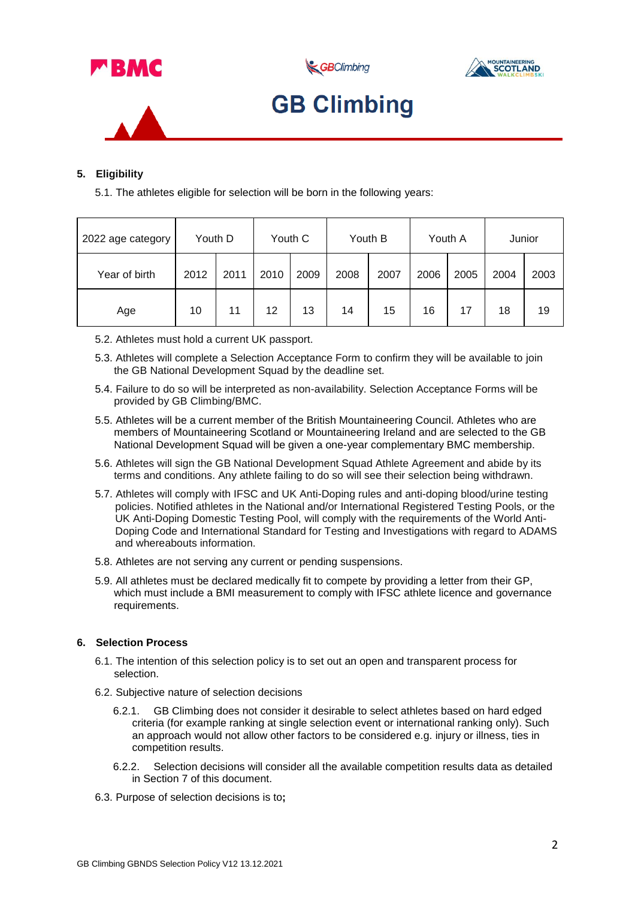## 5. Eligibility

5.1. The athletes eligible for selection will be born in the following years:

| 2022 age category | Youth D | | Youth C | | Youth B | | Youth A | | Junior | |
|---|---|---|---|---|---|---|---|---|---|---|
| Year of birth | 2012 | 2011 | 2010 | 2009 | 2008 | 2007 | 2006 | 2005 | 2004 | 2003 |
| Age | 10 | 11 | 12 | 13 | 14 | 15 | 16 | 17 | 18 | 19 |

5.2. Athletes must hold a current UK passport.

5.3. Athletes will complete a Selection Acceptance Form to confirm they will be available to join the GB National Development Squad by the deadline set.

5.4. Failure to do so will be interpreted as non-availability. Selection Acceptance Forms will be provided by GB Climbing/BMC.

5.5. Athletes will be a current member of the British Mountaineering Council. Athletes who are members of Mountaineering Scotland or Mountaineering Ireland and are selected to the GB National Development Squad will be given a one-year complementary BMC membership.

5.6. Athletes will sign the GB National Development Squad Athlete Agreement and abide by its terms and conditions. Any athlete failing to do so will see their selection being withdrawn.

5.7. Athletes will comply with IFSC and UK Anti-Doping rules and anti-doping blood/urine testing policies. Notified athletes in the National and/or International Registered Testing Pools, or the UK Anti-Doping Domestic Testing Pool, will comply with the requirements of the World Anti-Doping Code and International Standard for Testing and Investigations with regard to ADAMS and whereabouts information.

5.8. Athletes are not serving any current or pending suspensions.

5.9. All athletes must be declared medically fit to compete by providing a letter from their GP, which must include a BMI measurement to comply with IFSC athlete licence and governance requirements.

## 6. Selection Process

6.1. The intention of this selection policy is to set out an open and transparent process for selection.

6.2. Subjective nature of selection decisions

6.2.1. GB Climbing does not consider it desirable to select athletes based on hard edged criteria (for example ranking at single selection event or international ranking only). Such an approach would not allow other factors to be considered e.g. injury or illness, ties in competition results.

6.2.2. Selection decisions will consider all the available competition results data as detailed in Section 7 of this document.

6.3. Purpose of selection decisions is to**;**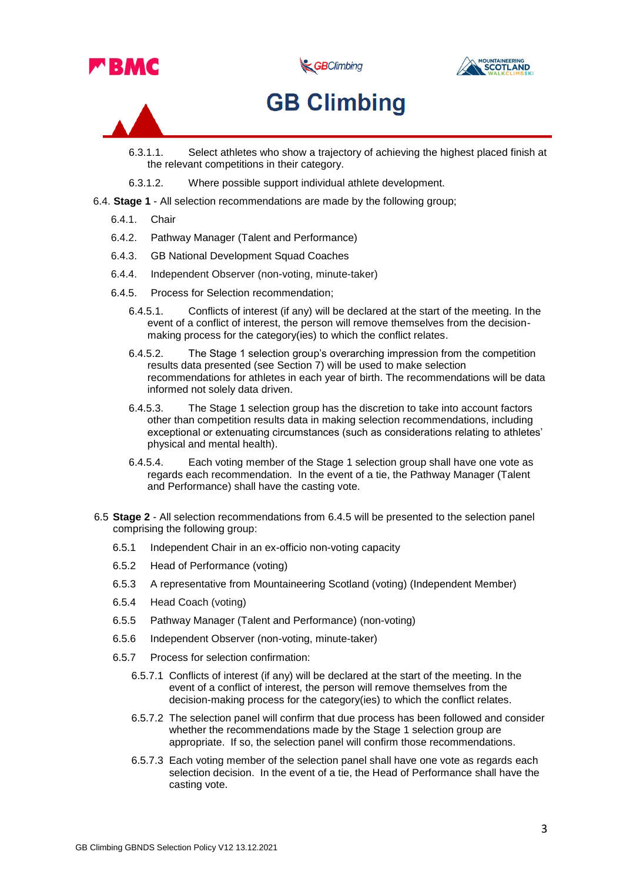6.3.1.1. Select athletes who show a trajectory of achieving the highest placed finish at the relevant competitions in their category.

6.3.1.2. Where possible support individual athlete development.

6.4. **Stage 1** - All selection recommendations are made by the following group;

6.4.1. Chair

6.4.2. Pathway Manager (Talent and Performance)

6.4.3. GB National Development Squad Coaches

6.4.4. Independent Observer (non-voting, minute-taker)

6.4.5. Process for Selection recommendation;

6.4.5.1. Conflicts of interest (if any) will be declared at the start of the meeting. In the event of a conflict of interest, the person will remove themselves from the decision-making process for the category(ies) to which the conflict relates.

6.4.5.2. The Stage 1 selection group's overarching impression from the competition results data presented (see Section 7) will be used to make selection recommendations for athletes in each year of birth. The recommendations will be data informed not solely data driven.

6.4.5.3. The Stage 1 selection group has the discretion to take into account factors other than competition results data in making selection recommendations, including exceptional or extenuating circumstances (such as considerations relating to athletes' physical and mental health).

6.4.5.4. Each voting member of the Stage 1 selection group shall have one vote as regards each recommendation. In the event of a tie, the Pathway Manager (Talent and Performance) shall have the casting vote.

6.5 **Stage 2** - All selection recommendations from 6.4.5 will be presented to the selection panel comprising the following group:

6.5.1 Independent Chair in an ex-officio non-voting capacity

6.5.2 Head of Performance (voting)

6.5.3 A representative from Mountaineering Scotland (voting) (Independent Member)

6.5.4 Head Coach (voting)

6.5.5 Pathway Manager (Talent and Performance) (non-voting)

6.5.6 Independent Observer (non-voting, minute-taker)

6.5.7 Process for selection confirmation:

6.5.7.1 Conflicts of interest (if any) will be declared at the start of the meeting. In the event of a conflict of interest, the person will remove themselves from the decision-making process for the category(ies) to which the conflict relates.

6.5.7.2 The selection panel will confirm that due process has been followed and consider whether the recommendations made by the Stage 1 selection group are appropriate. If so, the selection panel will confirm those recommendations.

6.5.7.3 Each voting member of the selection panel shall have one vote as regards each selection decision. In the event of a tie, the Head of Performance shall have the casting vote.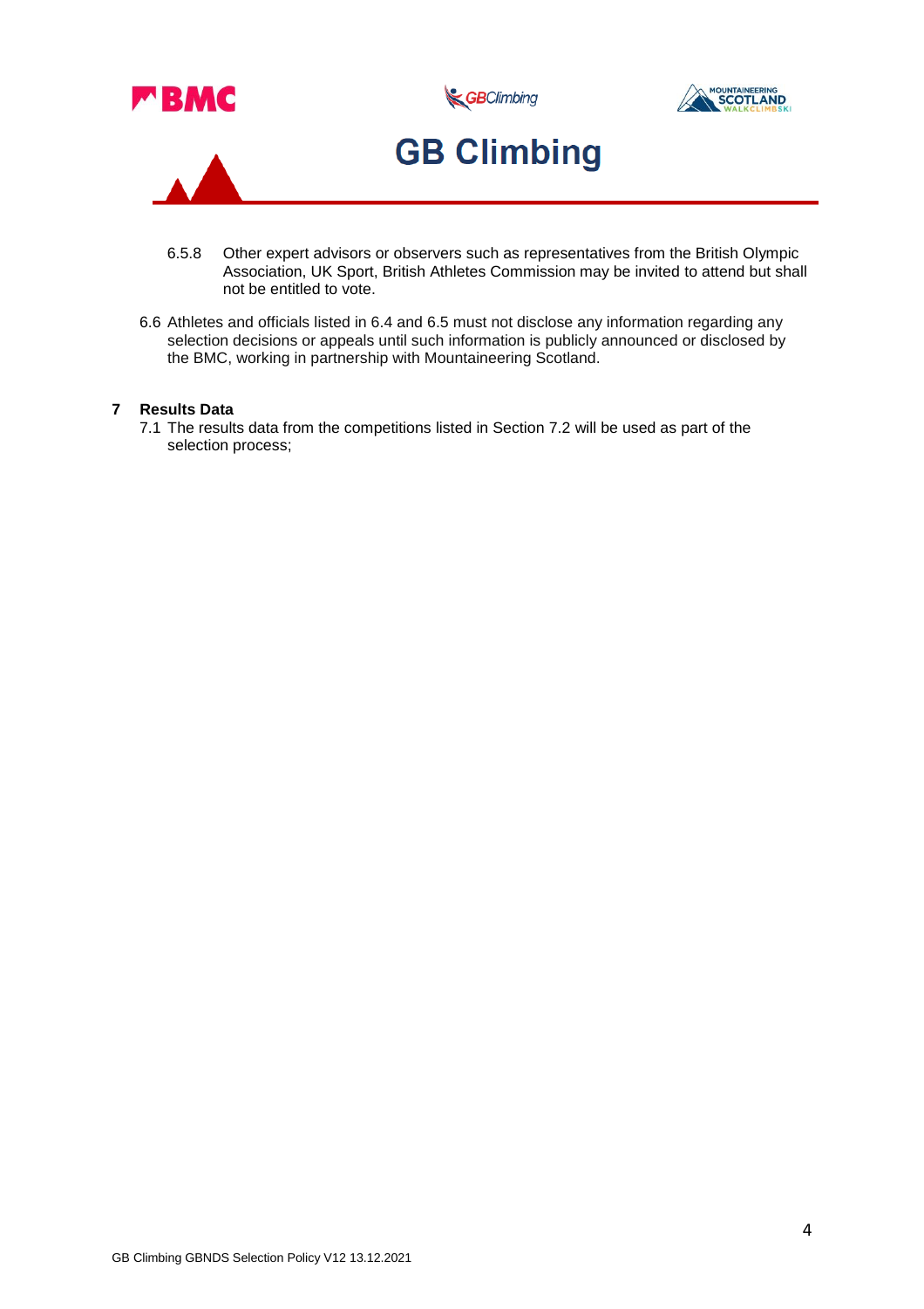6.5.8 Other expert advisors or observers such as representatives from the British Olympic Association, UK Sport, British Athletes Commission may be invited to attend but shall not be entitled to vote.

6.6 Athletes and officials listed in 6.4 and 6.5 must not disclose any information regarding any selection decisions or appeals until such information is publicly announced or disclosed by the BMC, working in partnership with Mountaineering Scotland.

## 7 Results Data

7.1 The results data from the competitions listed in Section 7.2 will be used as part of the selection process;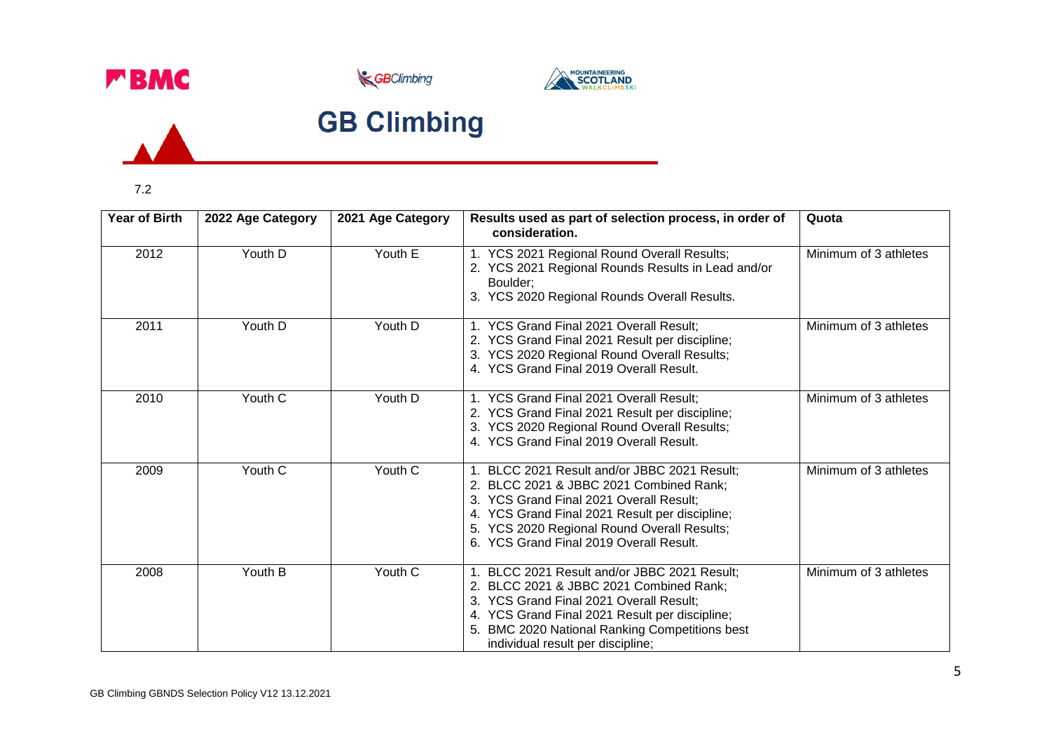7.2

| Year of Birth | 2022 Age Category | 2021 Age Category | Results used as part of selection process, in order of consideration. | Quota |
|---|---|---|---|---|
| 2012 | Youth D | Youth E | 1. YCS 2021 Regional Round Overall Results;<br>2. YCS 2021 Regional Rounds Results in Lead and/or Boulder;<br>3. YCS 2020 Regional Rounds Overall Results. | Minimum of 3 athletes |
| 2011 | Youth D | Youth D | 1. YCS Grand Final 2021 Overall Result;<br>2. YCS Grand Final 2021 Result per discipline;<br>3. YCS 2020 Regional Round Overall Results;<br>4. YCS Grand Final 2019 Overall Result. | Minimum of 3 athletes |
| 2010 | Youth C | Youth D | 1. YCS Grand Final 2021 Overall Result;<br>2. YCS Grand Final 2021 Result per discipline;<br>3. YCS 2020 Regional Round Overall Results;<br>4. YCS Grand Final 2019 Overall Result. | Minimum of 3 athletes |
| 2009 | Youth C | Youth C | 1. BLCC 2021 Result and/or JBBC 2021 Result;<br>2. BLCC 2021 & JBBC 2021 Combined Rank;<br>3. YCS Grand Final 2021 Overall Result;<br>4. YCS Grand Final 2021 Result per discipline;<br>5. YCS 2020 Regional Round Overall Results;<br>6. YCS Grand Final 2019 Overall Result. | Minimum of 3 athletes |
| 2008 | Youth B | Youth C | 1. BLCC 2021 Result and/or JBBC 2021 Result;<br>2. BLCC 2021 & JBBC 2021 Combined Rank;<br>3. YCS Grand Final 2021 Overall Result;<br>4. YCS Grand Final 2021 Result per discipline;<br>5. BMC 2020 National Ranking Competitions best individual result per discipline; | Minimum of 3 athletes |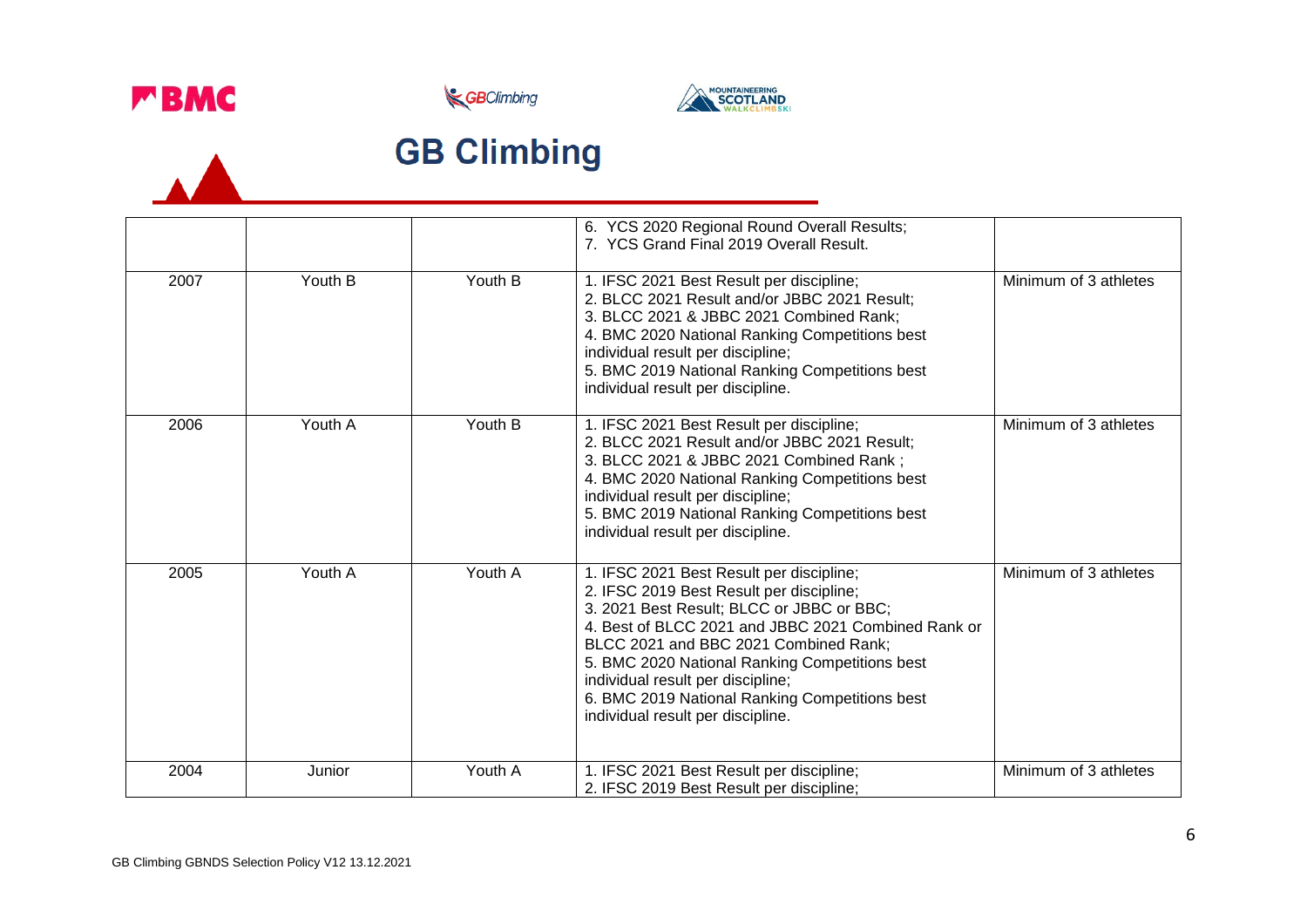| | | | | |
|---|---|---|---|---|
| | | | 6. YCS 2020 Regional Round Overall Results;<br>7. YCS Grand Final 2019 Overall Result. | |
| 2007 | Youth B | Youth B | 1. IFSC 2021 Best Result per discipline;<br>2. BLCC 2021 Result and/or JBBC 2021 Result;<br>3. BLCC 2021 & JBBC 2021 Combined Rank;<br>4. BMC 2020 National Ranking Competitions best individual result per discipline;<br>5. BMC 2019 National Ranking Competitions best individual result per discipline. | Minimum of 3 athletes |
| 2006 | Youth A | Youth B | 1. IFSC 2021 Best Result per discipline;<br>2. BLCC 2021 Result and/or JBBC 2021 Result;<br>3. BLCC 2021 & JBBC 2021 Combined Rank ;<br>4. BMC 2020 National Ranking Competitions best individual result per discipline;<br>5. BMC 2019 National Ranking Competitions best individual result per discipline. | Minimum of 3 athletes |
| 2005 | Youth A | Youth A | 1. IFSC 2021 Best Result per discipline;<br>2. IFSC 2019 Best Result per discipline;<br>3. 2021 Best Result; BLCC or JBBC or BBC;<br>4. Best of BLCC 2021 and JBBC 2021 Combined Rank or BLCC 2021 and BBC 2021 Combined Rank;<br>5. BMC 2020 National Ranking Competitions best individual result per discipline;<br>6. BMC 2019 National Ranking Competitions best individual result per discipline. | Minimum of 3 athletes |
| 2004 | Junior | Youth A | 1. IFSC 2021 Best Result per discipline;<br>2. IFSC 2019 Best Result per discipline; | Minimum of 3 athletes |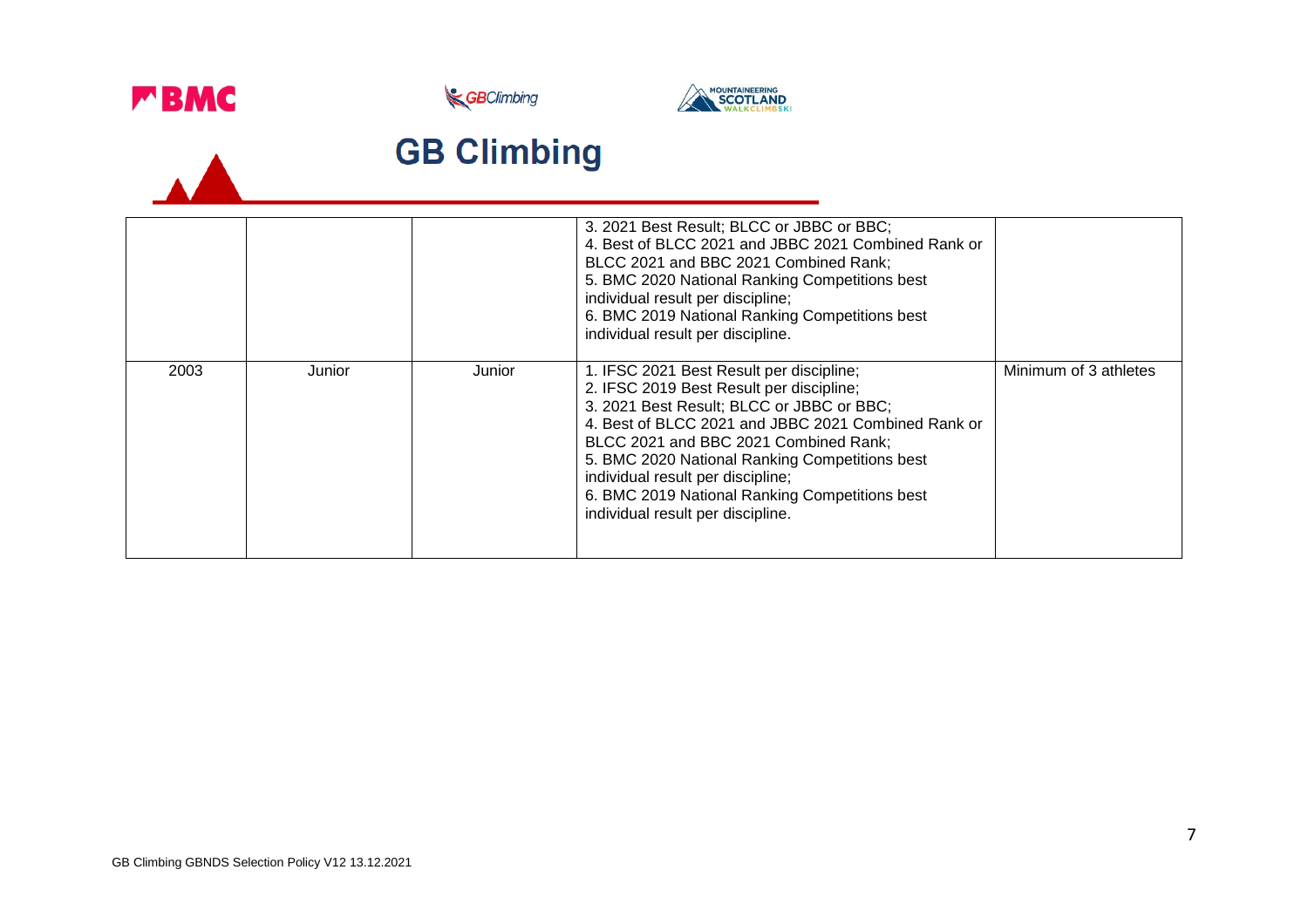# GB Climbing

| | | | | |
|---|---|---|---|---|
| | | | 3. 2021 Best Result; BLCC or JBBC or BBC;<br>4. Best of BLCC 2021 and JBBC 2021 Combined Rank or BLCC 2021 and BBC 2021 Combined Rank;<br>5. BMC 2020 National Ranking Competitions best individual result per discipline;<br>6. BMC 2019 National Ranking Competitions best individual result per discipline. | |
| 2003 | Junior | Junior | 1. IFSC 2021 Best Result per discipline;<br>2. IFSC 2019 Best Result per discipline;<br>3. 2021 Best Result; BLCC or JBBC or BBC;<br>4. Best of BLCC 2021 and JBBC 2021 Combined Rank or BLCC 2021 and BBC 2021 Combined Rank;<br>5. BMC 2020 National Ranking Competitions best individual result per discipline;<br>6. BMC 2019 National Ranking Competitions best individual result per discipline. | Minimum of 3 athletes |

GB Climbing GBNDS Selection Policy V12 13.12.2021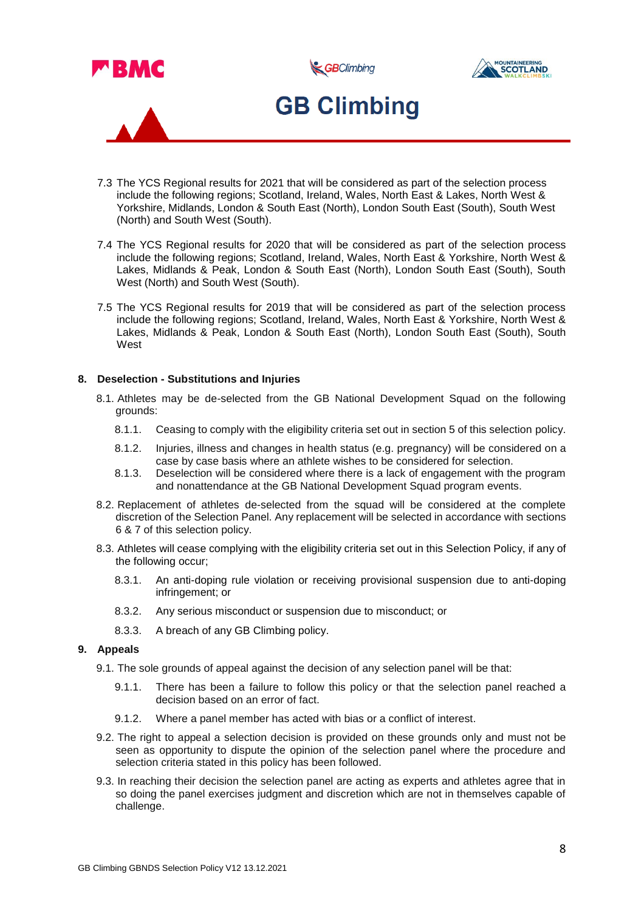7.3 The YCS Regional results for 2021 that will be considered as part of the selection process include the following regions; Scotland, Ireland, Wales, North East & Lakes, North West & Yorkshire, Midlands, London & South East (North), London South East (South), South West (North) and South West (South).

7.4 The YCS Regional results for 2020 that will be considered as part of the selection process include the following regions; Scotland, Ireland, Wales, North East & Yorkshire, North West & Lakes, Midlands & Peak, London & South East (North), London South East (South), South West (North) and South West (South).

7.5 The YCS Regional results for 2019 that will be considered as part of the selection process include the following regions; Scotland, Ireland, Wales, North East & Yorkshire, North West & Lakes, Midlands & Peak, London & South East (North), London South East (South), South West

## 8. Deselection - Substitutions and Injuries

8.1. Athletes may be de-selected from the GB National Development Squad on the following grounds:

8.1.1. Ceasing to comply with the eligibility criteria set out in section 5 of this selection policy.

8.1.2. Injuries, illness and changes in health status (e.g. pregnancy) will be considered on a case by case basis where an athlete wishes to be considered for selection.

8.1.3. Deselection will be considered where there is a lack of engagement with the program and nonattendance at the GB National Development Squad program events.

8.2. Replacement of athletes de-selected from the squad will be considered at the complete discretion of the Selection Panel. Any replacement will be selected in accordance with sections 6 & 7 of this selection policy.

8.3. Athletes will cease complying with the eligibility criteria set out in this Selection Policy, if any of the following occur;

8.3.1. An anti-doping rule violation or receiving provisional suspension due to anti-doping infringement; or

8.3.2. Any serious misconduct or suspension due to misconduct; or

8.3.3. A breach of any GB Climbing policy.

## 9. Appeals

9.1. The sole grounds of appeal against the decision of any selection panel will be that:

9.1.1. There has been a failure to follow this policy or that the selection panel reached a decision based on an error of fact.

9.1.2. Where a panel member has acted with bias or a conflict of interest.

9.2. The right to appeal a selection decision is provided on these grounds only and must not be seen as opportunity to dispute the opinion of the selection panel where the procedure and selection criteria stated in this policy has been followed.

9.3. In reaching their decision the selection panel are acting as experts and athletes agree that in so doing the panel exercises judgment and discretion which are not in themselves capable of challenge.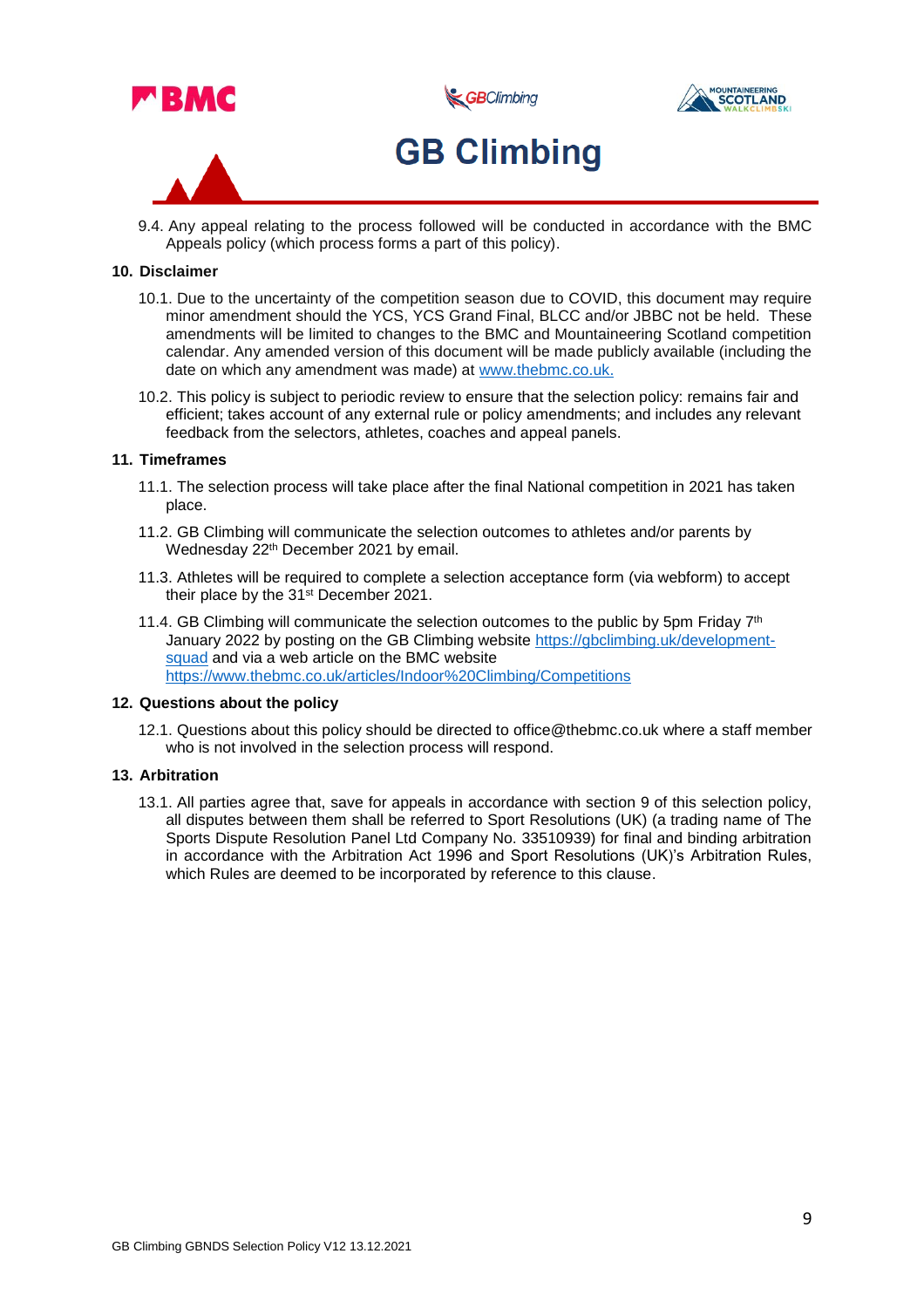9.4. Any appeal relating to the process followed will be conducted in accordance with the BMC Appeals policy (which process forms a part of this policy).

## 10. Disclaimer

10.1. Due to the uncertainty of the competition season due to COVID, this document may require minor amendment should the YCS, YCS Grand Final, BLCC and/or JBBC not be held. These amendments will be limited to changes to the BMC and Mountaineering Scotland competition calendar. Any amended version of this document will be made publicly available (including the date on which any amendment was made) at www.thebmc.co.uk.

10.2. This policy is subject to periodic review to ensure that the selection policy: remains fair and efficient; takes account of any external rule or policy amendments; and includes any relevant feedback from the selectors, athletes, coaches and appeal panels.

## 11. Timeframes

11.1. The selection process will take place after the final National competition in 2021 has taken place.

11.2. GB Climbing will communicate the selection outcomes to athletes and/or parents by Wednesday 22nd December 2021 by email.

11.3. Athletes will be required to complete a selection acceptance form (via webform) to accept their place by the 31st December 2021.

11.4. GB Climbing will communicate the selection outcomes to the public by 5pm Friday 7th January 2022 by posting on the GB Climbing website https://gbclimbing.uk/development-squad and via a web article on the BMC website https://www.thebmc.co.uk/articles/Indoor%20Climbing/Competitions

## 12. Questions about the policy

12.1. Questions about this policy should be directed to office@thebmc.co.uk where a staff member who is not involved in the selection process will respond.

## 13. Arbitration

13.1. All parties agree that, save for appeals in accordance with section 9 of this selection policy, all disputes between them shall be referred to Sport Resolutions (UK) (a trading name of The Sports Dispute Resolution Panel Ltd Company No. 33510939) for final and binding arbitration in accordance with the Arbitration Act 1996 and Sport Resolutions (UK)'s Arbitration Rules, which Rules are deemed to be incorporated by reference to this clause.